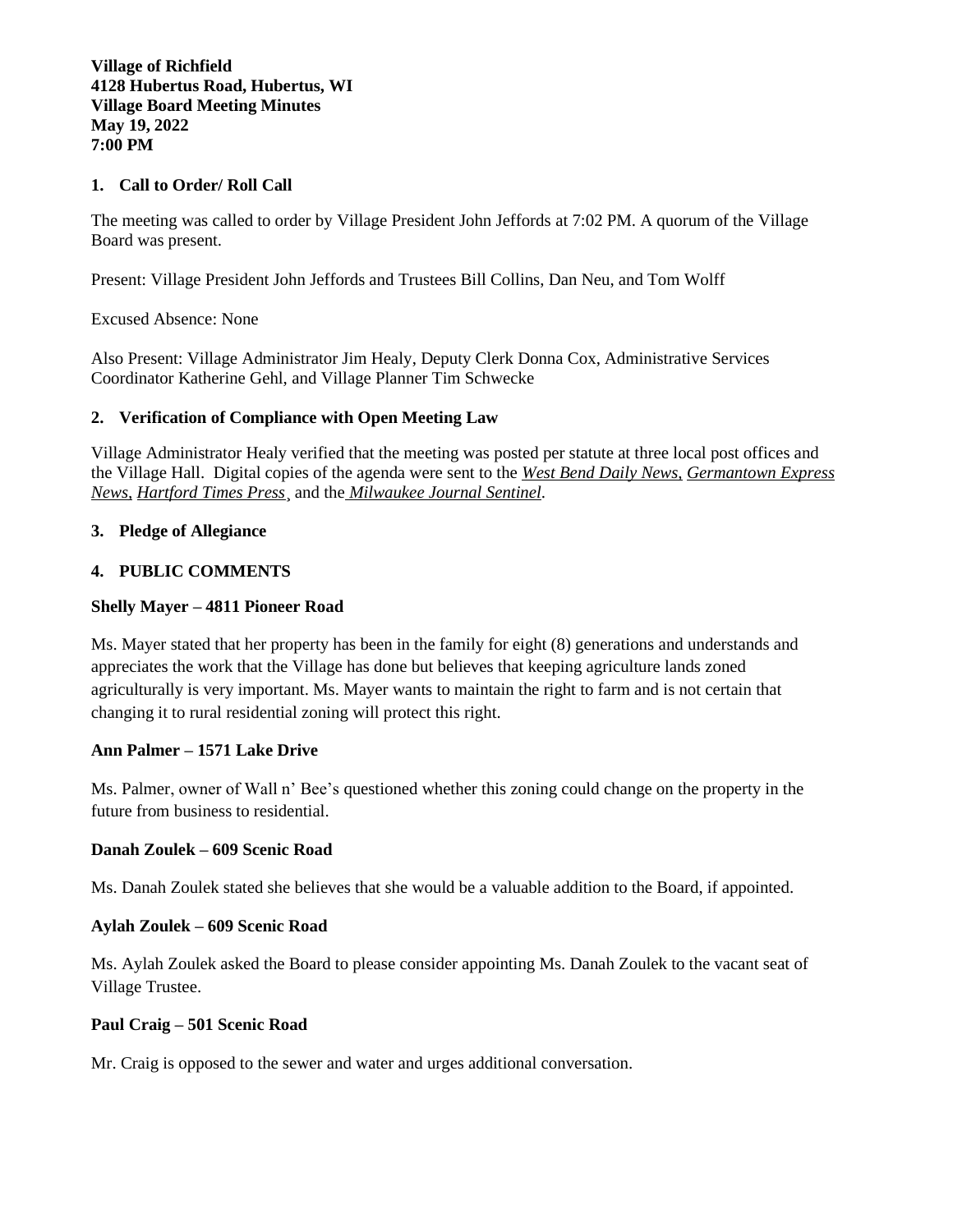**Village of Richfield**
**4128 Hubertus Road, Hubertus, WI**
**Village Board Meeting Minutes**
**May 19, 2022**
**7:00 PM**

## 1. Call to Order/ Roll Call

The meeting was called to order by Village President John Jeffords at 7:02 PM. A quorum of the Village Board was present.

Present: Village President John Jeffords and Trustees Bill Collins, Dan Neu, and Tom Wolff

Excused Absence: None

Also Present: Village Administrator Jim Healy, Deputy Clerk Donna Cox, Administrative Services Coordinator Katherine Gehl, and Village Planner Tim Schwecke

## 2. Verification of Compliance with Open Meeting Law

Village Administrator Healy verified that the meeting was posted per statute at three local post offices and the Village Hall. Digital copies of the agenda were sent to the *West Bend Daily News*, *Germantown Express News*, *Hartford Times Press*, and the *Milwaukee Journal Sentinel*.

## 3. Pledge of Allegiance

## 4. PUBLIC COMMENTS

**Shelly Mayer – 4811 Pioneer Road**

Ms. Mayer stated that her property has been in the family for eight (8) generations and understands and appreciates the work that the Village has done but believes that keeping agriculture lands zoned agriculturally is very important. Ms. Mayer wants to maintain the right to farm and is not certain that changing it to rural residential zoning will protect this right.

**Ann Palmer – 1571 Lake Drive**

Ms. Palmer, owner of Wall n' Bee's questioned whether this zoning could change on the property in the future from business to residential.

**Danah Zoulek – 609 Scenic Road**

Ms. Danah Zoulek stated she believes that she would be a valuable addition to the Board, if appointed.

**Aylah Zoulek – 609 Scenic Road**

Ms. Aylah Zoulek asked the Board to please consider appointing Ms. Danah Zoulek to the vacant seat of Village Trustee.

**Paul Craig – 501 Scenic Road**

Mr. Craig is opposed to the sewer and water and urges additional conversation.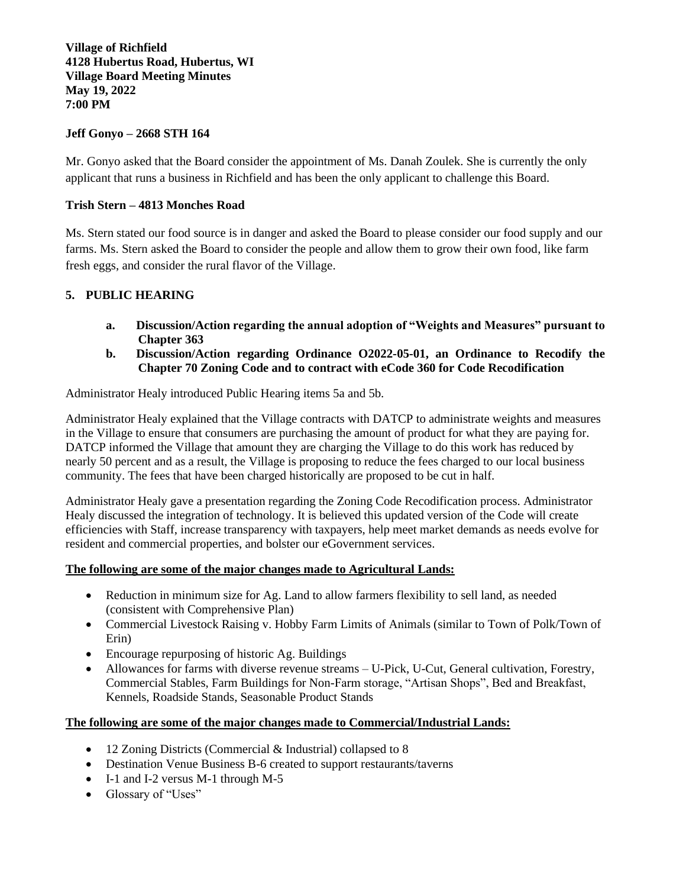**Village of Richfield**
**4128 Hubertus Road, Hubertus, WI**
**Village Board Meeting Minutes**
**May 19, 2022**
**7:00 PM**

**Jeff Gonyo – 2668 STH 164**

Mr. Gonyo asked that the Board consider the appointment of Ms. Danah Zoulek. She is currently the only applicant that runs a business in Richfield and has been the only applicant to challenge this Board.

**Trish Stern – 4813 Monches Road**

Ms. Stern stated our food source is in danger and asked the Board to please consider our food supply and our farms. Ms. Stern asked the Board to consider the people and allow them to grow their own food, like farm fresh eggs, and consider the rural flavor of the Village.

## 5. PUBLIC HEARING

- **a. Discussion/Action regarding the annual adoption of "Weights and Measures" pursuant to Chapter 363**
- **b. Discussion/Action regarding Ordinance O2022-05-01, an Ordinance to Recodify the Chapter 70 Zoning Code and to contract with eCode 360 for Code Recodification**

Administrator Healy introduced Public Hearing items 5a and 5b.

Administrator Healy explained that the Village contracts with DATCP to administrate weights and measures in the Village to ensure that consumers are purchasing the amount of product for what they are paying for. DATCP informed the Village that amount they are charging the Village to do this work has reduced by nearly 50 percent and as a result, the Village is proposing to reduce the fees charged to our local business community. The fees that have been charged historically are proposed to be cut in half.

Administrator Healy gave a presentation regarding the Zoning Code Recodification process. Administrator Healy discussed the integration of technology. It is believed this updated version of the Code will create efficiencies with Staff, increase transparency with taxpayers, help meet market demands as needs evolve for resident and commercial properties, and bolster our eGovernment services.

**The following are some of the major changes made to Agricultural Lands:**

- Reduction in minimum size for Ag. Land to allow farmers flexibility to sell land, as needed (consistent with Comprehensive Plan)
- Commercial Livestock Raising v. Hobby Farm Limits of Animals (similar to Town of Polk/Town of Erin)
- Encourage repurposing of historic Ag. Buildings
- Allowances for farms with diverse revenue streams – U-Pick, U-Cut, General cultivation, Forestry, Commercial Stables, Farm Buildings for Non-Farm storage, "Artisan Shops", Bed and Breakfast, Kennels, Roadside Stands, Seasonable Product Stands

**The following are some of the major changes made to Commercial/Industrial Lands:**

- 12 Zoning Districts (Commercial & Industrial) collapsed to 8
- Destination Venue Business B-6 created to support restaurants/taverns
- I-1 and I-2 versus M-1 through M-5
- Glossary of "Uses"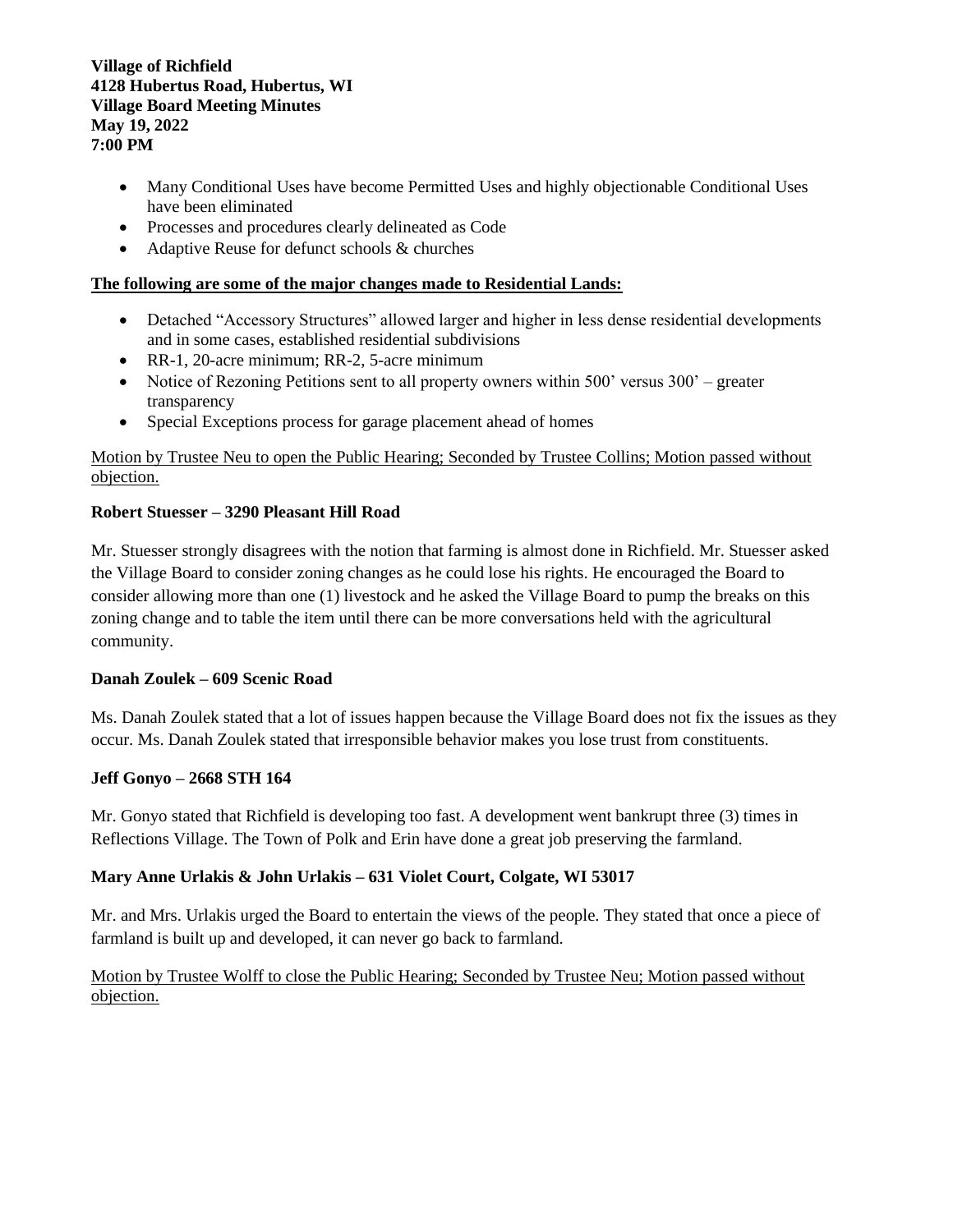**Village of Richfield**
**4128 Hubertus Road, Hubertus, WI**
**Village Board Meeting Minutes**
**May 19, 2022**
**7:00 PM**

- Many Conditional Uses have become Permitted Uses and highly objectionable Conditional Uses have been eliminated
- Processes and procedures clearly delineated as Code
- Adaptive Reuse for defunct schools & churches

<u>**The following are some of the major changes made to Residential Lands:**</u>

- Detached "Accessory Structures" allowed larger and higher in less dense residential developments and in some cases, established residential subdivisions
- RR-1, 20-acre minimum; RR-2, 5-acre minimum
- Notice of Rezoning Petitions sent to all property owners within 500' versus 300' – greater transparency
- Special Exceptions process for garage placement ahead of homes

<u>Motion by Trustee Neu to open the Public Hearing; Seconded by Trustee Collins; Motion passed without objection.</u>

**Robert Stuesser – 3290 Pleasant Hill Road**

Mr. Stuesser strongly disagrees with the notion that farming is almost done in Richfield. Mr. Stuesser asked the Village Board to consider zoning changes as he could lose his rights. He encouraged the Board to consider allowing more than one (1) livestock and he asked the Village Board to pump the breaks on this zoning change and to table the item until there can be more conversations held with the agricultural community.

**Danah Zoulek – 609 Scenic Road**

Ms. Danah Zoulek stated that a lot of issues happen because the Village Board does not fix the issues as they occur. Ms. Danah Zoulek stated that irresponsible behavior makes you lose trust from constituents.

**Jeff Gonyo – 2668 STH 164**

Mr. Gonyo stated that Richfield is developing too fast. A development went bankrupt three (3) times in Reflections Village. The Town of Polk and Erin have done a great job preserving the farmland.

**Mary Anne Urlakis & John Urlakis – 631 Violet Court, Colgate, WI 53017**

Mr. and Mrs. Urlakis urged the Board to entertain the views of the people. They stated that once a piece of farmland is built up and developed, it can never go back to farmland.

<u>Motion by Trustee Wolff to close the Public Hearing; Seconded by Trustee Neu; Motion passed without objection.</u>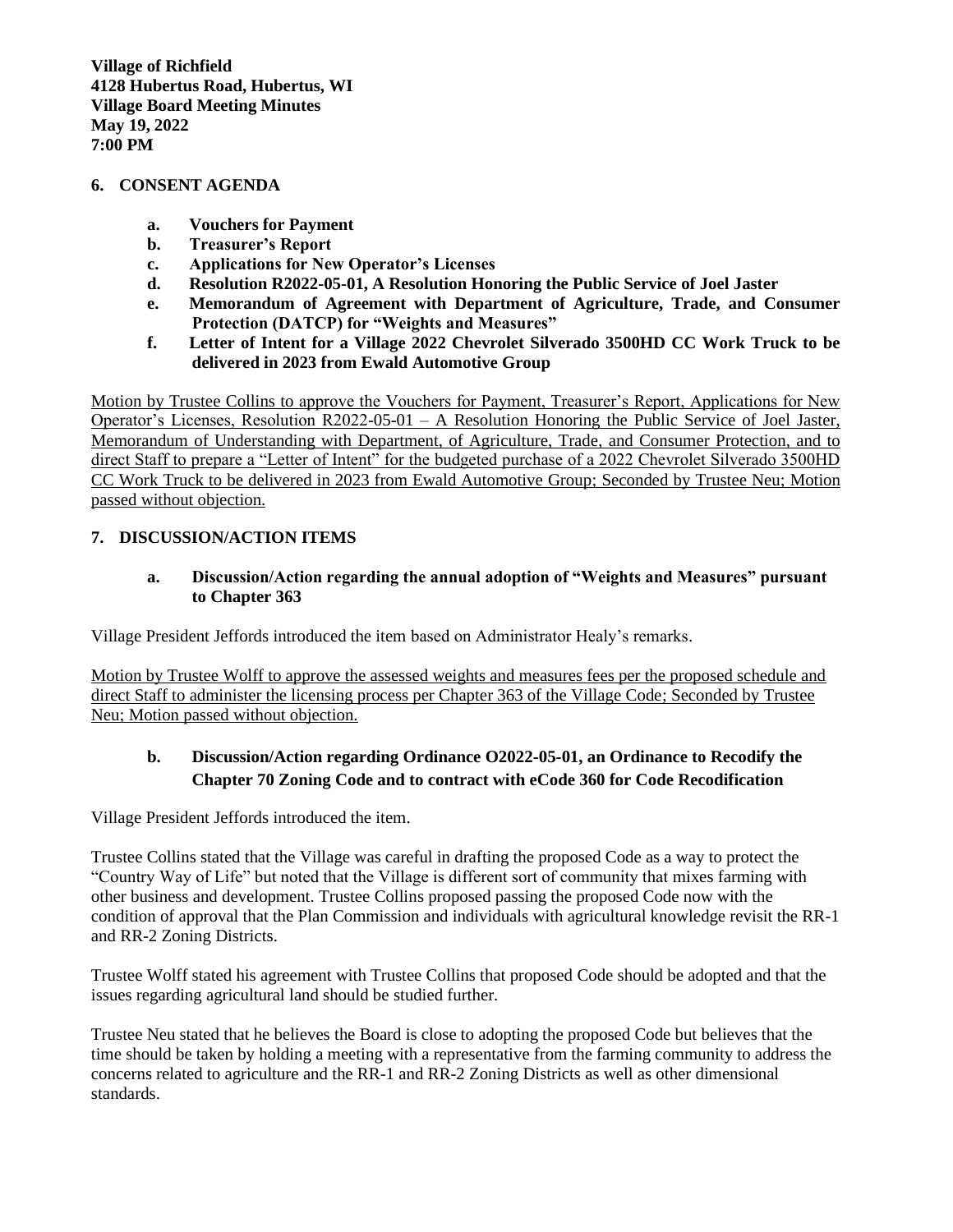**Village of Richfield**
**4128 Hubertus Road, Hubertus, WI**
**Village Board Meeting Minutes**
**May 19, 2022**
**7:00 PM**

## 6. CONSENT AGENDA

- **a. Vouchers for Payment**
- **b. Treasurer's Report**
- **c. Applications for New Operator's Licenses**
- **d. Resolution R2022-05-01, A Resolution Honoring the Public Service of Joel Jaster**
- **e. Memorandum of Agreement with Department of Agriculture, Trade, and Consumer Protection (DATCP) for "Weights and Measures"**
- **f. Letter of Intent for a Village 2022 Chevrolet Silverado 3500HD CC Work Truck to be delivered in 2023 from Ewald Automotive Group**

<u>Motion by Trustee Collins to approve the Vouchers for Payment, Treasurer's Report, Applications for New Operator's Licenses, Resolution R2022-05-01 – A Resolution Honoring the Public Service of Joel Jaster, Memorandum of Understanding with Department, of Agriculture, Trade, and Consumer Protection, and to direct Staff to prepare a "Letter of Intent" for the budgeted purchase of a 2022 Chevrolet Silverado 3500HD CC Work Truck to be delivered in 2023 from Ewald Automotive Group; Seconded by Trustee Neu; Motion passed without objection.</u>

## 7. DISCUSSION/ACTION ITEMS

### a. Discussion/Action regarding the annual adoption of "Weights and Measures" pursuant to Chapter 363

Village President Jeffords introduced the item based on Administrator Healy's remarks.

<u>Motion by Trustee Wolff to approve the assessed weights and measures fees per the proposed schedule and direct Staff to administer the licensing process per Chapter 363 of the Village Code; Seconded by Trustee Neu; Motion passed without objection.</u>

### b. Discussion/Action regarding Ordinance O2022-05-01, an Ordinance to Recodify the Chapter 70 Zoning Code and to contract with eCode 360 for Code Recodification

Village President Jeffords introduced the item.

Trustee Collins stated that the Village was careful in drafting the proposed Code as a way to protect the "Country Way of Life" but noted that the Village is different sort of community that mixes farming with other business and development. Trustee Collins proposed passing the proposed Code now with the condition of approval that the Plan Commission and individuals with agricultural knowledge revisit the RR-1 and RR-2 Zoning Districts.

Trustee Wolff stated his agreement with Trustee Collins that proposed Code should be adopted and that the issues regarding agricultural land should be studied further.

Trustee Neu stated that he believes the Board is close to adopting the proposed Code but believes that the time should be taken by holding a meeting with a representative from the farming community to address the concerns related to agriculture and the RR-1 and RR-2 Zoning Districts as well as other dimensional standards.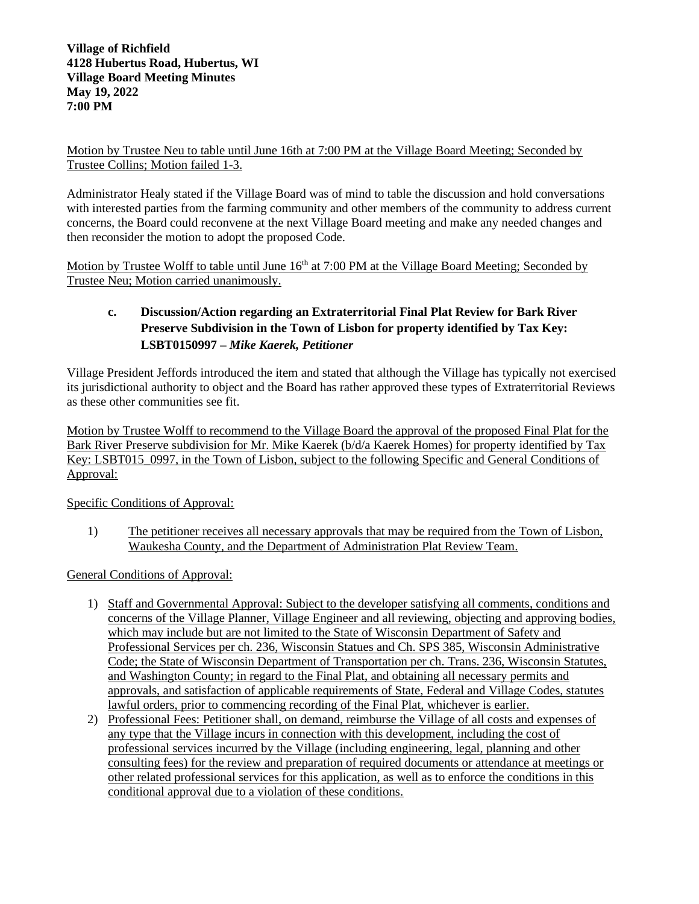**Village of Richfield**
**4128 Hubertus Road, Hubertus, WI**
**Village Board Meeting Minutes**
**May 19, 2022**
**7:00 PM**

<u>Motion by Trustee Neu to table until June 16th at 7:00 PM at the Village Board Meeting; Seconded by Trustee Collins; Motion failed 1-3.</u>

Administrator Healy stated if the Village Board was of mind to table the discussion and hold conversations with interested parties from the farming community and other members of the community to address current concerns, the Board could reconvene at the next Village Board meeting and make any needed changes and then reconsider the motion to adopt the proposed Code.

<u>Motion by Trustee Wolff to table until June 16th at 7:00 PM at the Village Board Meeting; Seconded by Trustee Neu; Motion carried unanimously.</u>

**c. Discussion/Action regarding an Extraterritorial Final Plat Review for Bark River Preserve Subdivision in the Town of Lisbon for property identified by Tax Key: LSBT0150997 – *Mike Kaerek, Petitioner***

Village President Jeffords introduced the item and stated that although the Village has typically not exercised its jurisdictional authority to object and the Board has rather approved these types of Extraterritorial Reviews as these other communities see fit.

<u>Motion by Trustee Wolff to recommend to the Village Board the approval of the proposed Final Plat for the Bark River Preserve subdivision for Mr. Mike Kaerek (b/d/a Kaerek Homes) for property identified by Tax Key: LSBT015_0997, in the Town of Lisbon, subject to the following Specific and General Conditions of Approval:</u>

<u>Specific Conditions of Approval:</u>

1) <u>The petitioner receives all necessary approvals that may be required from the Town of Lisbon, Waukesha County, and the Department of Administration Plat Review Team.</u>

<u>General Conditions of Approval:</u>

1) <u>Staff and Governmental Approval: Subject to the developer satisfying all comments, conditions and concerns of the Village Planner, Village Engineer and all reviewing, objecting and approving bodies, which may include but are not limited to the State of Wisconsin Department of Safety and Professional Services per ch. 236, Wisconsin Statues and Ch. SPS 385, Wisconsin Administrative Code; the State of Wisconsin Department of Transportation per ch. Trans. 236, Wisconsin Statutes, and Washington County; in regard to the Final Plat, and obtaining all necessary permits and approvals, and satisfaction of applicable requirements of State, Federal and Village Codes, statutes lawful orders, prior to commencing recording of the Final Plat, whichever is earlier.</u>
2) <u>Professional Fees: Petitioner shall, on demand, reimburse the Village of all costs and expenses of any type that the Village incurs in connection with this development, including the cost of professional services incurred by the Village (including engineering, legal, planning and other consulting fees) for the review and preparation of required documents or attendance at meetings or other related professional services for this application, as well as to enforce the conditions in this conditional approval due to a violation of these conditions.</u>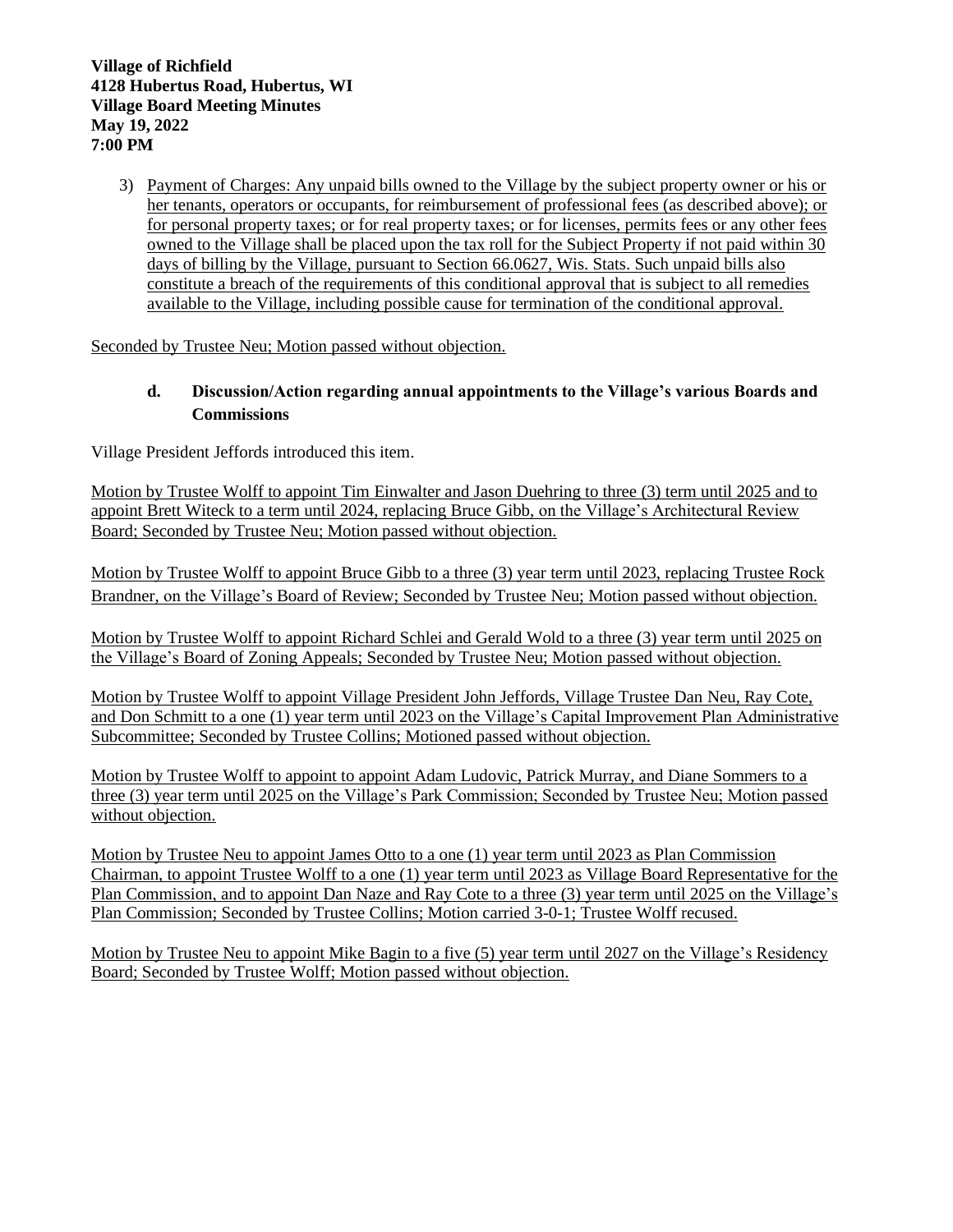**Village of Richfield**
**4128 Hubertus Road, Hubertus, WI**
**Village Board Meeting Minutes**
**May 19, 2022**
**7:00 PM**

3) Payment of Charges: Any unpaid bills owned to the Village by the subject property owner or his or her tenants, operators or occupants, for reimbursement of professional fees (as described above); or for personal property taxes; or for real property taxes; or for licenses, permits fees or any other fees owned to the Village shall be placed upon the tax roll for the Subject Property if not paid within 30 days of billing by the Village, pursuant to Section 66.0627, Wis. Stats. Such unpaid bills also constitute a breach of the requirements of this conditional approval that is subject to all remedies available to the Village, including possible cause for termination of the conditional approval.

Seconded by Trustee Neu; Motion passed without objection.

**d. Discussion/Action regarding annual appointments to the Village's various Boards and Commissions**

Village President Jeffords introduced this item.

Motion by Trustee Wolff to appoint Tim Einwalter and Jason Duehring to three (3) term until 2025 and to appoint Brett Witeck to a term until 2024, replacing Bruce Gibb, on the Village's Architectural Review Board; Seconded by Trustee Neu; Motion passed without objection.

Motion by Trustee Wolff to appoint Bruce Gibb to a three (3) year term until 2023, replacing Trustee Rock Brandner, on the Village's Board of Review; Seconded by Trustee Neu; Motion passed without objection.

Motion by Trustee Wolff to appoint Richard Schlei and Gerald Wold to a three (3) year term until 2025 on the Village's Board of Zoning Appeals; Seconded by Trustee Neu; Motion passed without objection.

Motion by Trustee Wolff to appoint Village President John Jeffords, Village Trustee Dan Neu, Ray Cote, and Don Schmitt to a one (1) year term until 2023 on the Village's Capital Improvement Plan Administrative Subcommittee; Seconded by Trustee Collins; Motioned passed without objection.

Motion by Trustee Wolff to appoint to appoint Adam Ludovic, Patrick Murray, and Diane Sommers to a three (3) year term until 2025 on the Village's Park Commission; Seconded by Trustee Neu; Motion passed without objection.

Motion by Trustee Neu to appoint James Otto to a one (1) year term until 2023 as Plan Commission Chairman, to appoint Trustee Wolff to a one (1) year term until 2023 as Village Board Representative for the Plan Commission, and to appoint Dan Naze and Ray Cote to a three (3) year term until 2025 on the Village's Plan Commission; Seconded by Trustee Collins; Motion carried 3-0-1; Trustee Wolff recused.

Motion by Trustee Neu to appoint Mike Bagin to a five (5) year term until 2027 on the Village's Residency Board; Seconded by Trustee Wolff; Motion passed without objection.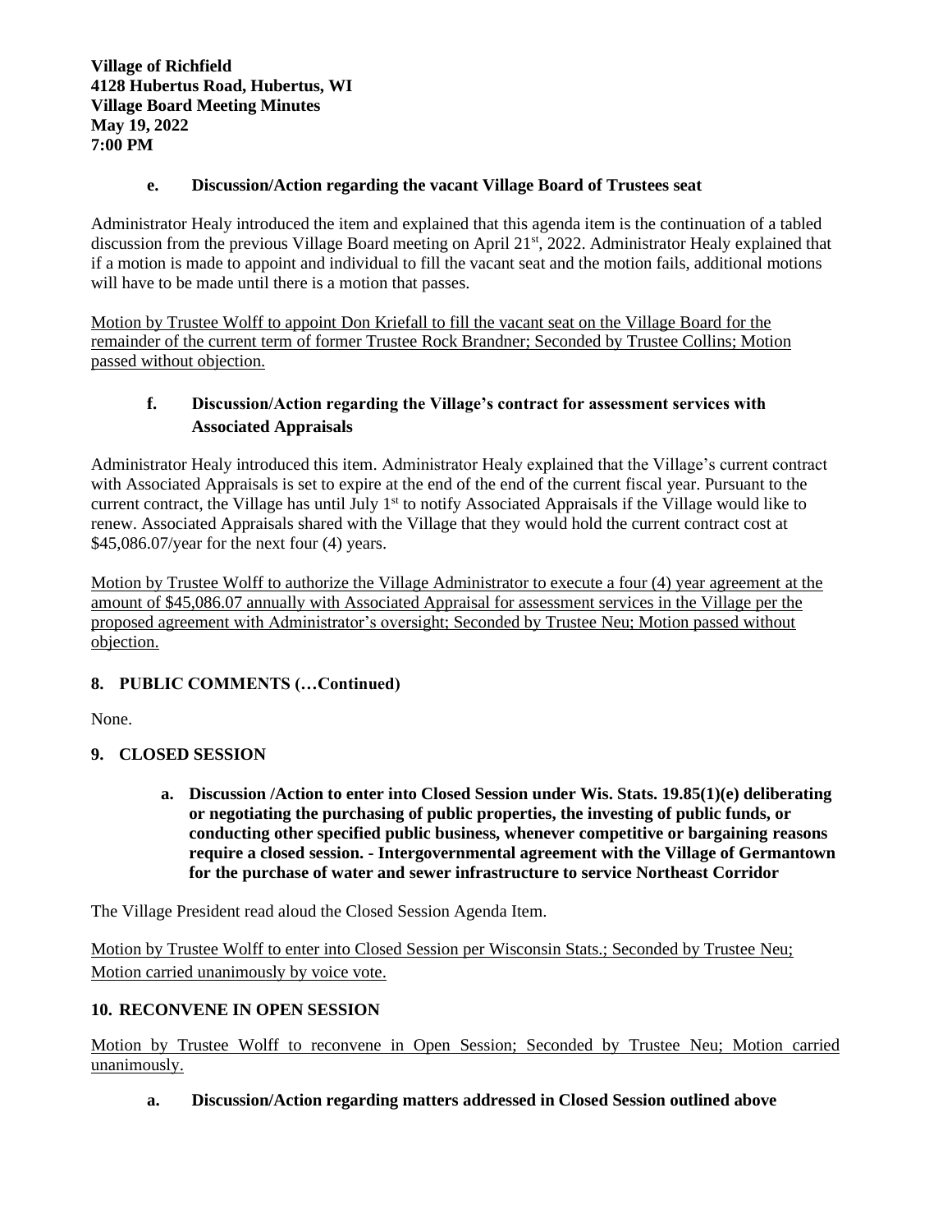**Village of Richfield**
**4128 Hubertus Road, Hubertus, WI**
**Village Board Meeting Minutes**
**May 19, 2022**
**7:00 PM**

**e. Discussion/Action regarding the vacant Village Board of Trustees seat**

Administrator Healy introduced the item and explained that this agenda item is the continuation of a tabled discussion from the previous Village Board meeting on April 21st, 2022. Administrator Healy explained that if a motion is made to appoint and individual to fill the vacant seat and the motion fails, additional motions will have to be made until there is a motion that passes.

Motion by Trustee Wolff to appoint Don Kriefall to fill the vacant seat on the Village Board for the remainder of the current term of former Trustee Rock Brandner; Seconded by Trustee Collins; Motion passed without objection.

**f. Discussion/Action regarding the Village's contract for assessment services with Associated Appraisals**

Administrator Healy introduced this item. Administrator Healy explained that the Village's current contract with Associated Appraisals is set to expire at the end of the end of the current fiscal year. Pursuant to the current contract, the Village has until July 1st to notify Associated Appraisals if the Village would like to renew. Associated Appraisals shared with the Village that they would hold the current contract cost at $45,086.07/year for the next four (4) years.

Motion by Trustee Wolff to authorize the Village Administrator to execute a four (4) year agreement at the amount of $45,086.07 annually with Associated Appraisal for assessment services in the Village per the proposed agreement with Administrator's oversight; Seconded by Trustee Neu; Motion passed without objection.

## 8. PUBLIC COMMENTS (…Continued)

None.

## 9. CLOSED SESSION

**a. Discussion /Action to enter into Closed Session under Wis. Stats. 19.85(1)(e) deliberating or negotiating the purchasing of public properties, the investing of public funds, or conducting other specified public business, whenever competitive or bargaining reasons require a closed session. - Intergovernmental agreement with the Village of Germantown for the purchase of water and sewer infrastructure to service Northeast Corridor**

The Village President read aloud the Closed Session Agenda Item.

Motion by Trustee Wolff to enter into Closed Session per Wisconsin Stats.; Seconded by Trustee Neu; Motion carried unanimously by voice vote.

## 10. RECONVENE IN OPEN SESSION

Motion by Trustee Wolff to reconvene in Open Session; Seconded by Trustee Neu; Motion carried unanimously.

**a. Discussion/Action regarding matters addressed in Closed Session outlined above**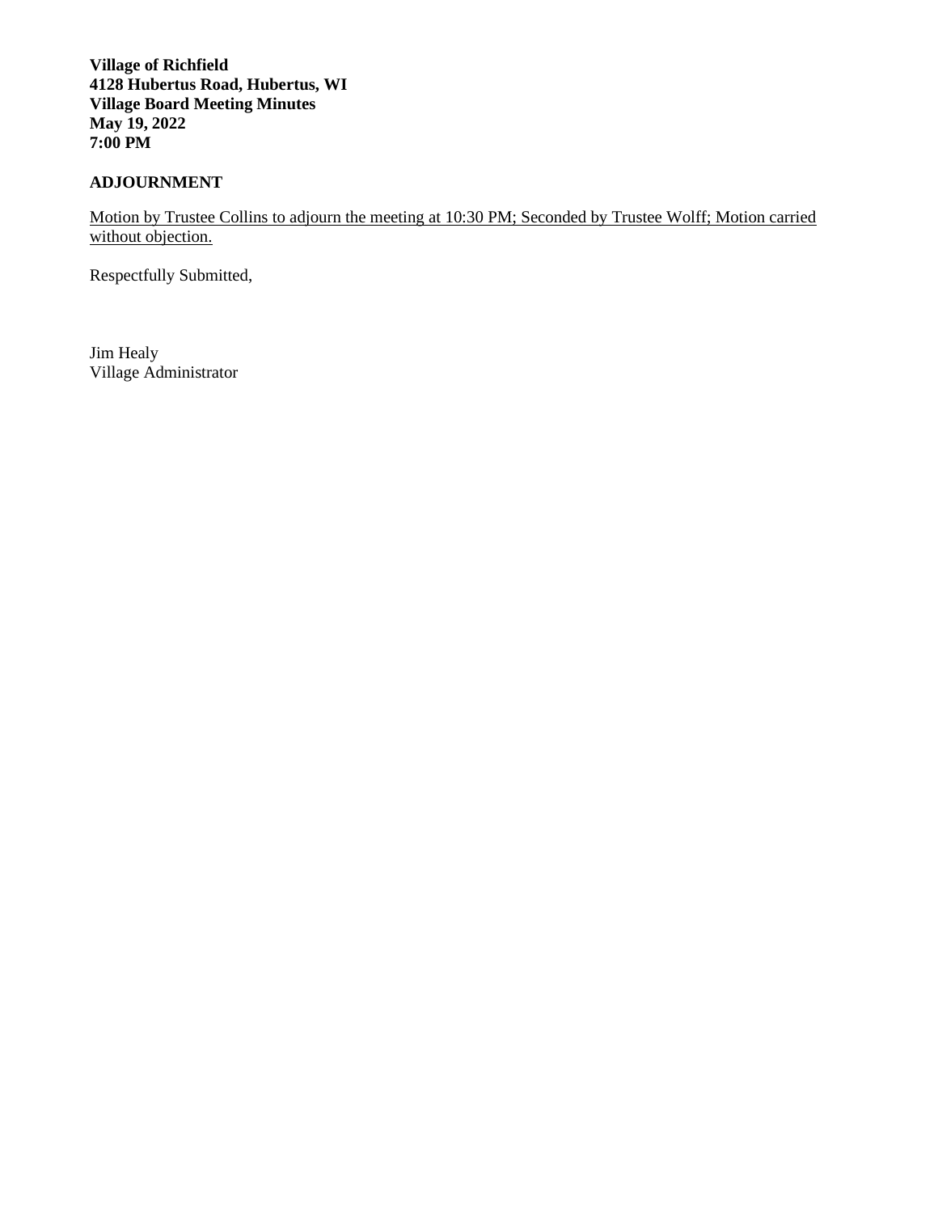**Village of Richfield**
**4128 Hubertus Road, Hubertus, WI**
**Village Board Meeting Minutes**
**May 19, 2022**
**7:00 PM**

## ADJOURNMENT

<u>Motion by Trustee Collins to adjourn the meeting at 10:30 PM; Seconded by Trustee Wolff; Motion carried without objection.</u>

Respectfully Submitted,

Jim Healy
Village Administrator